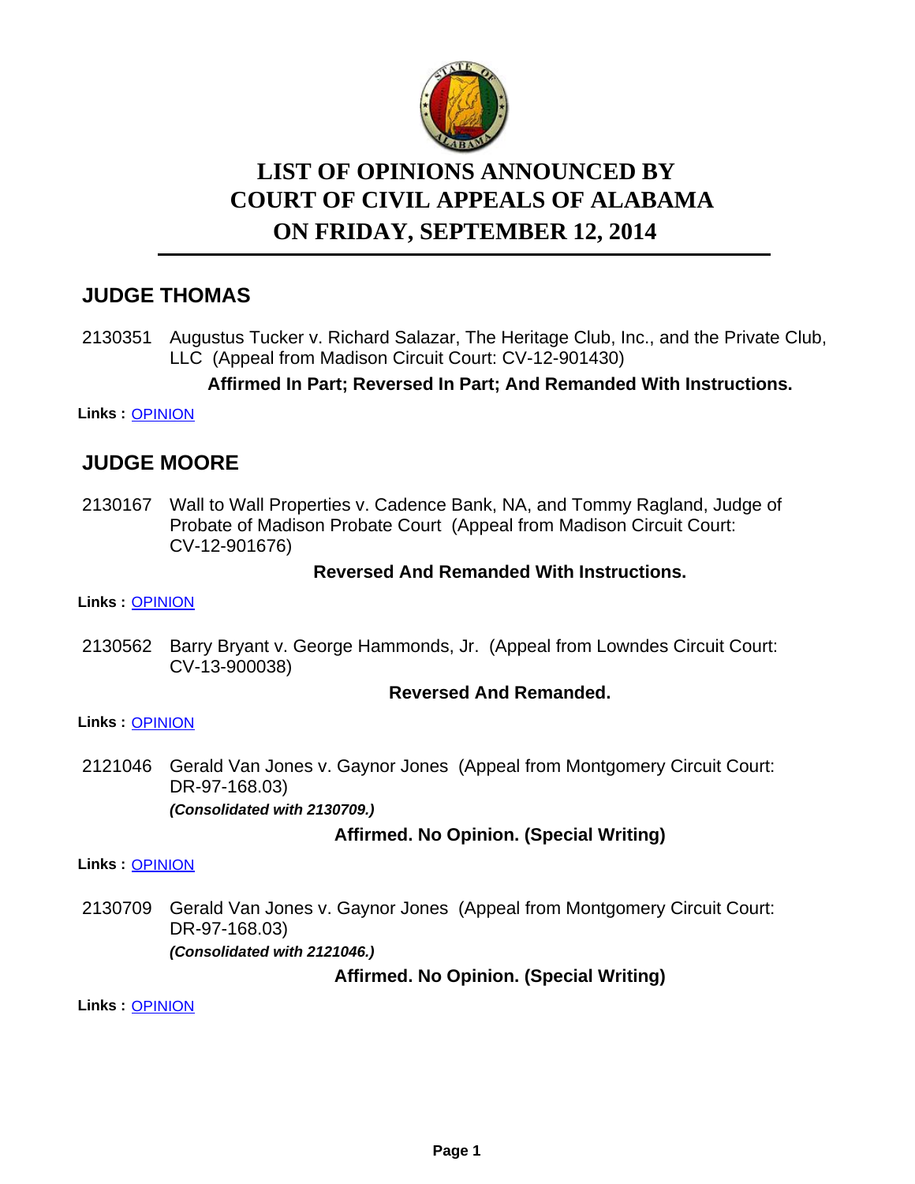# LIST OF OPINIONS ANNOUNCED BY COURT OF CIVIL APPEALS OF ALABAMA ON FRIDAY, SEPTEMBER 12, 2014

## JUDGE THOMAS

2130351 Augustus Tucker v. Richard Salazar, The Heritage Club, Inc., and the Private Club, LLC (Appeal from Madison Circuit Court: CV-12-901430)

**Affirmed In Part; Reversed In Part; And Remanded With Instructions.**

**Links :** OPINION

## JUDGE MOORE

2130167 Wall to Wall Properties v. Cadence Bank, NA, and Tommy Ragland, Judge of Probate of Madison Probate Court (Appeal from Madison Circuit Court: CV-12-901676)

**Reversed And Remanded With Instructions.**

**Links :** OPINION

2130562 Barry Bryant v. George Hammonds, Jr. (Appeal from Lowndes Circuit Court: CV-13-900038)

**Reversed And Remanded.**

**Links :** OPINION

2121046 Gerald Van Jones v. Gaynor Jones (Appeal from Montgomery Circuit Court: DR-97-168.03)

***(Consolidated with 2130709.)***

**Affirmed. No Opinion. (Special Writing)**

**Links :** OPINION

2130709 Gerald Van Jones v. Gaynor Jones (Appeal from Montgomery Circuit Court: DR-97-168.03)

***(Consolidated with 2121046.)***

**Affirmed. No Opinion. (Special Writing)**

**Links :** OPINION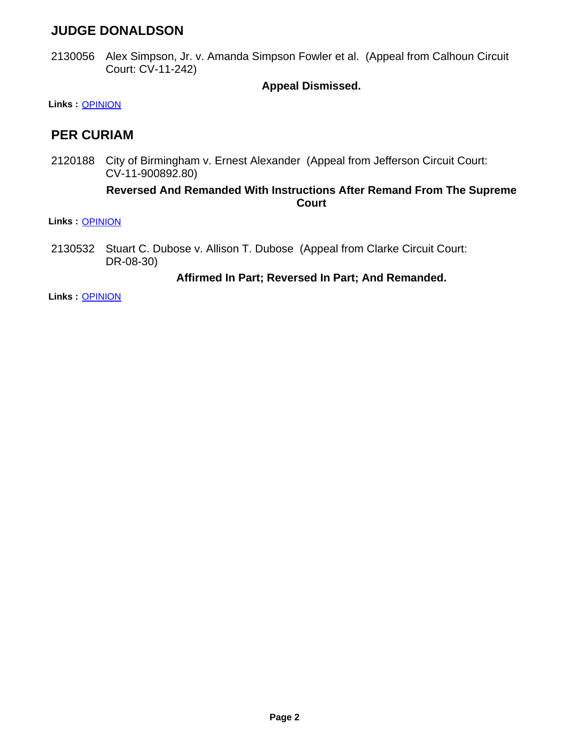## JUDGE DONALDSON

2130056 Alex Simpson, Jr. v. Amanda Simpson Fowler et al. (Appeal from Calhoun Circuit Court: CV-11-242)

**Appeal Dismissed.**

**Links :** OPINION

## PER CURIAM

2120188 City of Birmingham v. Ernest Alexander (Appeal from Jefferson Circuit Court: CV-11-900892.80)

**Reversed And Remanded With Instructions After Remand From The Supreme Court**

**Links :** OPINION

2130532 Stuart C. Dubose v. Allison T. Dubose (Appeal from Clarke Circuit Court: DR-08-30)

**Affirmed In Part; Reversed In Part; And Remanded.**

**Links :** OPINION